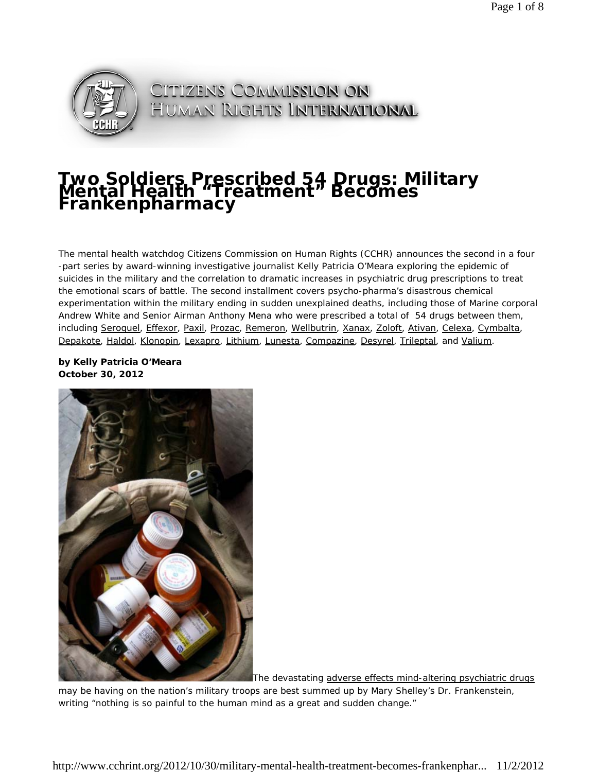# Two Soldiers Prescribed 54 Drugs: Military Mental Health "Treatment" Becomes Frankenpharmacy

The mental health watchdog Citizens Commission on Human Rights (CCHR) announces the second in a four-part series by award-winning investigative journalist Kelly Patricia O'Meara exploring the epidemic of suicides in the military and the correlation to dramatic increases in psychiatric drug prescriptions to treat the emotional scars of battle. The second installment covers psycho-pharma's disastrous chemical experimentation within the military ending in sudden unexplained deaths, including those of Marine corporal Andrew White and Senior Airman Anthony Mena who were prescribed a total of 54 drugs between them, including Seroquel, Effexor, Paxil, Prozac, Remeron, Wellbutrin, Xanax, Zoloft, Ativan, Celexa, Cymbalta, Depakote, Haldol, Klonopin, Lexapro, Lithium, Lunesta, Compazine, Desyrel, Trileptal, and Valium.

**by Kelly Patricia O'Meara**
**October 30, 2012**

The devastating adverse effects mind-altering psychiatric drugs may be having on the nation's military troops are best summed up by Mary Shelley's Dr. Frankenstein, writing "nothing is so painful to the human mind as a great and sudden change."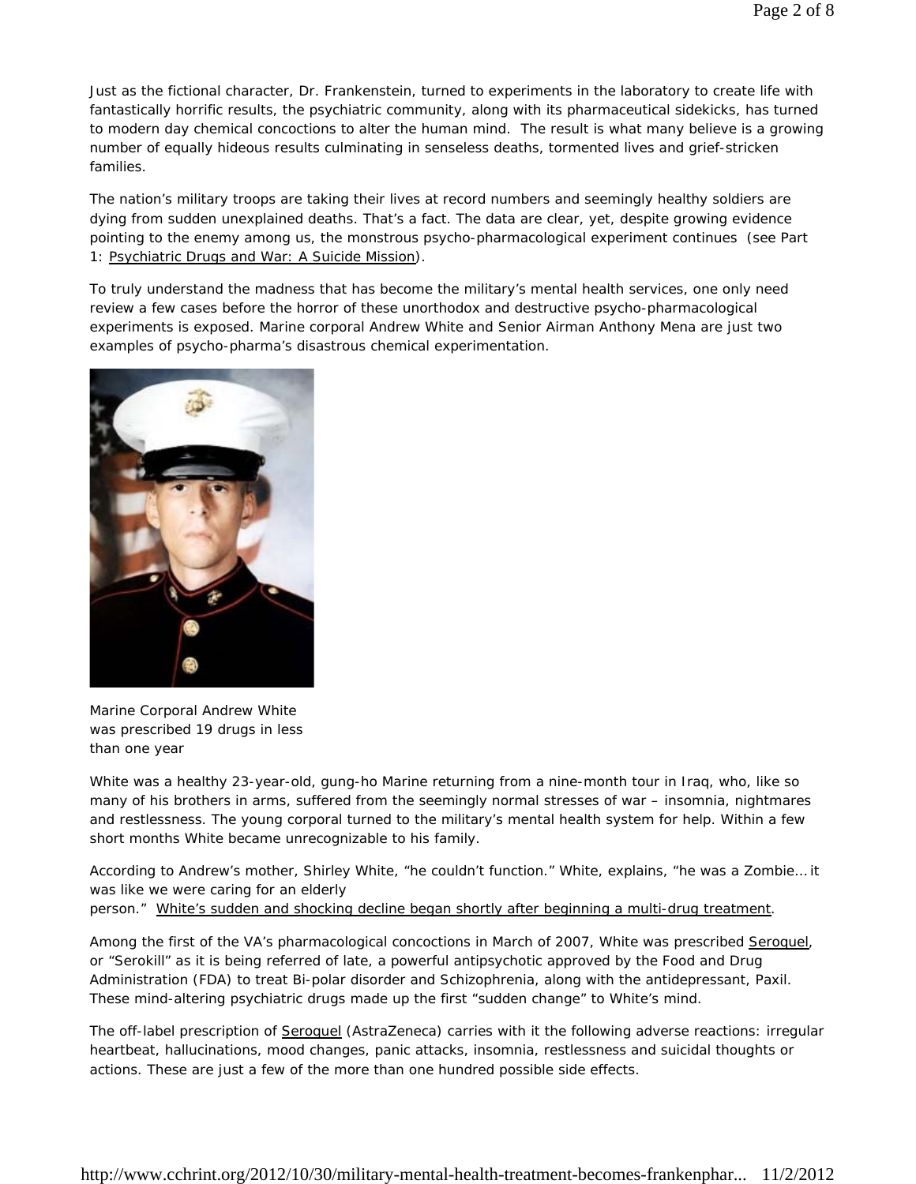Just as the fictional character, Dr. Frankenstein, turned to experiments in the laboratory to create life with fantastically horrific results, the psychiatric community, along with its pharmaceutical sidekicks, has turned to modern day chemical concoctions to alter the human mind. The result is what many believe is a growing number of equally hideous results culminating in senseless deaths, tormented lives and grief-stricken families.

The nation's military troops are taking their lives at record numbers and seemingly healthy soldiers are dying from sudden unexplained deaths. That's a fact. The data are clear, yet, despite growing evidence pointing to the enemy among us, the monstrous psycho-pharmacological experiment continues (see Part 1: Psychiatric Drugs and War: A Suicide Mission).

To truly understand the madness that has become the military's mental health services, one only need review a few cases before the horror of these unorthodox and destructive psycho-pharmacological experiments is exposed. Marine corporal Andrew White and Senior Airman Anthony Mena are just two examples of psycho-pharma's disastrous chemical experimentation.

Marine Corporal Andrew White was prescribed 19 drugs in less than one year

White was a healthy 23-year-old, gung-ho Marine returning from a nine-month tour in Iraq, who, like so many of his brothers in arms, suffered from the seemingly normal stresses of war – insomnia, nightmares and restlessness. The young corporal turned to the military's mental health system for help. Within a few short months White became unrecognizable to his family.

According to Andrew's mother, Shirley White, "he couldn't function." White, explains, "he was a Zombie… it was like we were caring for an elderly person." White's sudden and shocking decline began shortly after beginning a multi-drug treatment.

Among the first of the VA's pharmacological concoctions in March of 2007, White was prescribed Seroquel, or "Serokill" as it is being referred of late, a powerful antipsychotic approved by the Food and Drug Administration (FDA) to treat Bi-polar disorder and Schizophrenia, along with the antidepressant, Paxil. These mind-altering psychiatric drugs made up the first "sudden change" to White's mind.

The off-label prescription of Seroquel (AstraZeneca) carries with it the following adverse reactions: irregular heartbeat, hallucinations, mood changes, panic attacks, insomnia, restlessness and suicidal thoughts or actions. These are just a few of the more than one hundred possible side effects.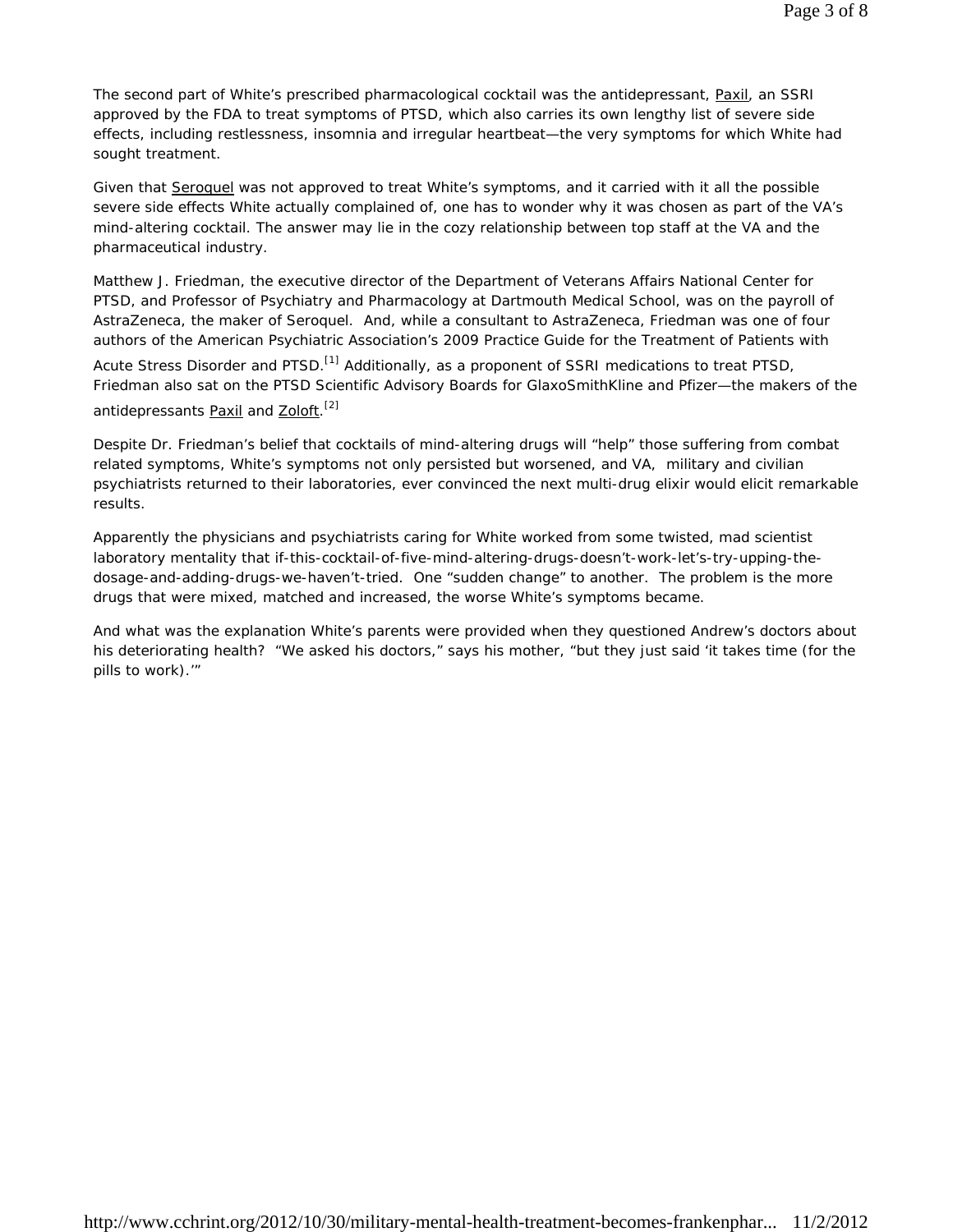The second part of White's prescribed pharmacological cocktail was the antidepressant, Paxil, an SSRI approved by the FDA to treat symptoms of PTSD, which also carries its own lengthy list of severe side effects, including restlessness, insomnia and irregular heartbeat—the very symptoms for which White had sought treatment.

Given that Seroquel was not approved to treat White's symptoms, and it carried with it all the possible severe side effects White actually complained of, one has to wonder why it was chosen as part of the VA's mind-altering cocktail. The answer may lie in the cozy relationship between top staff at the VA and the pharmaceutical industry.

Matthew J. Friedman, the executive director of the Department of Veterans Affairs National Center for PTSD, and Professor of Psychiatry and Pharmacology at Dartmouth Medical School, was on the payroll of AstraZeneca, the maker of Seroquel. And, while a consultant to AstraZeneca, Friedman was one of four authors of the American Psychiatric Association's 2009 Practice Guide for the Treatment of Patients with Acute Stress Disorder and PTSD.[1] Additionally, as a proponent of SSRI medications to treat PTSD, Friedman also sat on the PTSD Scientific Advisory Boards for GlaxoSmithKline and Pfizer—the makers of the antidepressants Paxil and Zoloft.[2]

Despite Dr. Friedman's belief that cocktails of mind-altering drugs will "help" those suffering from combat related symptoms, White's symptoms not only persisted but worsened, and VA, military and civilian psychiatrists returned to their laboratories, ever convinced the next multi-drug elixir would elicit remarkable results.

Apparently the physicians and psychiatrists caring for White worked from some twisted, mad scientist laboratory mentality that if-this-cocktail-of-five-mind-altering-drugs-doesn't-work-let's-try-upping-the-dosage-and-adding-drugs-we-haven't-tried. One "sudden change" to another. The problem is the more drugs that were mixed, matched and increased, the worse White's symptoms became.

And what was the explanation White's parents were provided when they questioned Andrew's doctors about his deteriorating health? "We asked his doctors," says his mother, "but they just said 'it takes time (for the pills to work).'"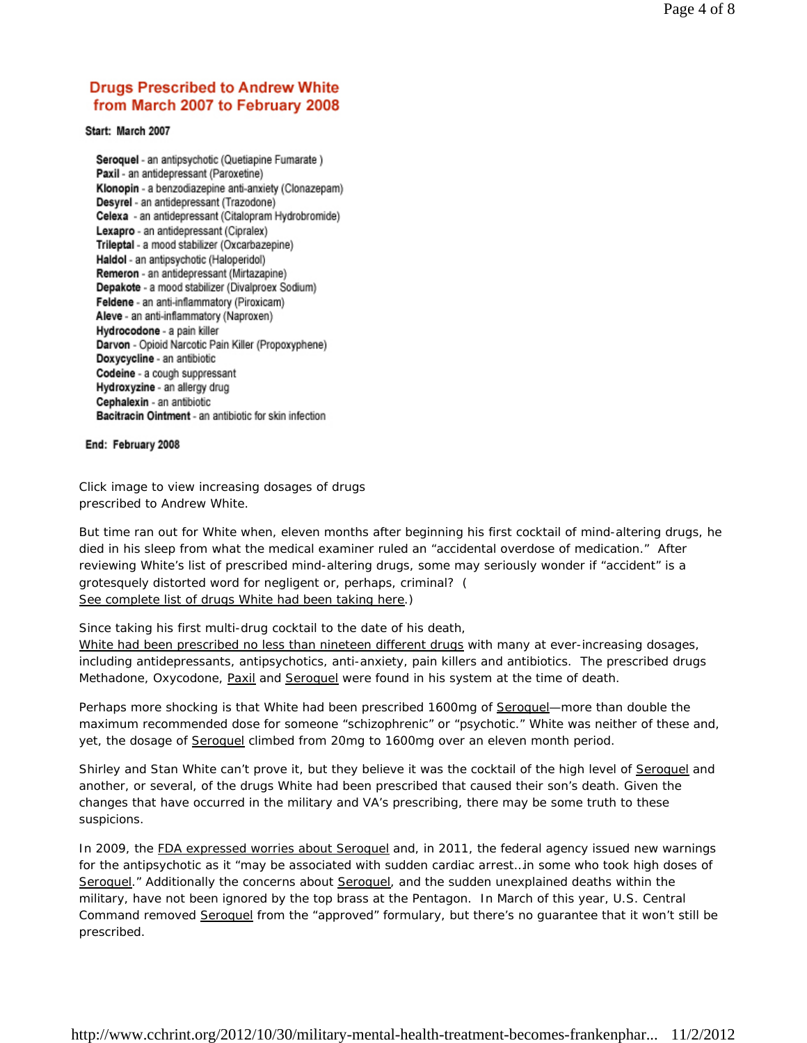## Drugs Prescribed to Andrew White from March 2007 to February 2008

**Start: March 2007**

- **Seroquel** - an antipsychotic (Quetiapine Fumarate )
- **Paxil** - an antidepressant (Paroxetine)
- **Klonopin** - a benzodiazepine anti-anxiety (Clonazepam)
- **Desyrel** - an antidepressant (Trazodone)
- **Celexa** - an antidepressant (Citalopram Hydrobromide)
- **Lexapro** - an antidepressant (Cipralex)
- **Trileptal** - a mood stabilizer (Oxcarbazepine)
- **Haldol** - an antipsychotic (Haloperidol)
- **Remeron** - an antidepressant (Mirtazapine)
- **Depakote** - a mood stabilizer (Divalproex Sodium)
- **Feldene** - an anti-inflammatory (Piroxicam)
- **Aleve** - an anti-inflammatory (Naproxen)
- **Hydrocodone** - a pain killer
- **Darvon** - Opioid Narcotic Pain Killer (Propoxyphene)
- **Doxycycline** - an antibiotic
- **Codeine** - a cough suppressant
- **Hydroxyzine** - an allergy drug
- **Cephalexin** - an antibiotic
- **Bacitracin Ointment** - an antibiotic for skin infection

**End: February 2008**

Click image to view increasing dosages of drugs prescribed to Andrew White.

But time ran out for White when, eleven months after beginning his first cocktail of mind-altering drugs, he died in his sleep from what the medical examiner ruled an "accidental overdose of medication." After reviewing White's list of prescribed mind-altering drugs, some may seriously wonder if "accident" is a grotesquely distorted word for negligent or, perhaps, criminal? ( See complete list of drugs White had been taking here.)

Since taking his first multi-drug cocktail to the date of his death, White had been prescribed no less than nineteen different drugs with many at ever-increasing dosages, including antidepressants, antipsychotics, anti-anxiety, pain killers and antibiotics. The prescribed drugs Methadone, Oxycodone, Paxil and Seroquel were found in his system at the time of death.

Perhaps more shocking is that White had been prescribed 1600mg of Seroquel—more than double the maximum recommended dose for someone "schizophrenic" or "psychotic." White was neither of these and, yet, the dosage of Seroquel climbed from 20mg to 1600mg over an eleven month period.

Shirley and Stan White can't prove it, but they believe it was the cocktail of the high level of Seroquel and another, or several, of the drugs White had been prescribed that caused their son's death. Given the changes that have occurred in the military and VA's prescribing, there may be some truth to these suspicions.

In 2009, the FDA expressed worries about Seroquel and, in 2011, the federal agency issued new warnings for the antipsychotic as it "may be associated with sudden cardiac arrest…in some who took high doses of Seroquel." Additionally the concerns about Seroquel, and the sudden unexplained deaths within the military, have not been ignored by the top brass at the Pentagon. In March of this year, U.S. Central Command removed Seroquel from the "approved" formulary, but there's no guarantee that it won't still be prescribed.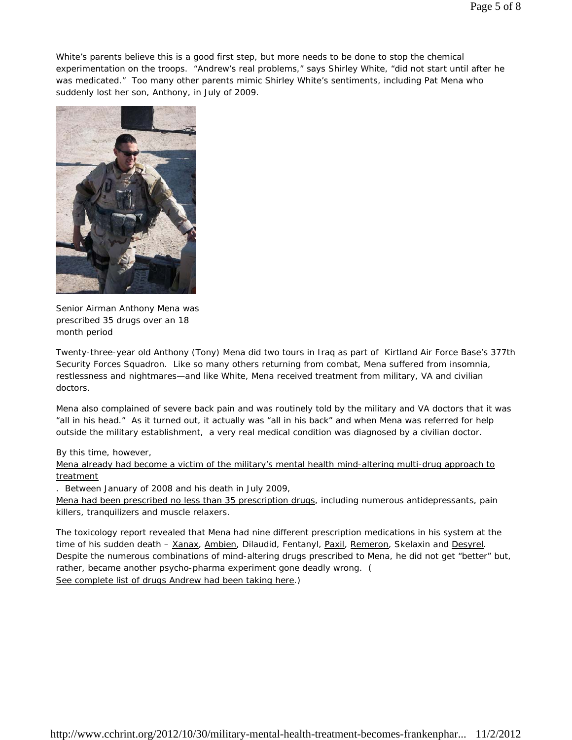White's parents believe this is a good first step, but more needs to be done to stop the chemical experimentation on the troops. "Andrew's real problems," says Shirley White, "did not start until after he was medicated." Too many other parents mimic Shirley White's sentiments, including Pat Mena who suddenly lost her son, Anthony, in July of 2009.

Senior Airman Anthony Mena was prescribed 35 drugs over an 18 month period

Twenty-three-year old Anthony (Tony) Mena did two tours in Iraq as part of Kirtland Air Force Base's 377th Security Forces Squadron. Like so many others returning from combat, Mena suffered from insomnia, restlessness and nightmares—and like White, Mena received treatment from military, VA and civilian doctors.

Mena also complained of severe back pain and was routinely told by the military and VA doctors that it was "all in his head." As it turned out, it actually was "all in his back" and when Mena was referred for help outside the military establishment, a very real medical condition was diagnosed by a civilian doctor.

By this time, however, Mena already had become a victim of the military's mental health mind-altering multi-drug approach to treatment. Between January of 2008 and his death in July 2009, Mena had been prescribed no less than 35 prescription drugs, including numerous antidepressants, pain killers, tranquilizers and muscle relaxers.

The toxicology report revealed that Mena had nine different prescription medications in his system at the time of his sudden death – Xanax, Ambien, Dilaudid, Fentanyl, Paxil, Remeron, Skelaxin and Desyrel. Despite the numerous combinations of mind-altering drugs prescribed to Mena, he did not get "better" but, rather, became another psycho-pharma experiment gone deadly wrong. (See complete list of drugs Andrew had been taking here.)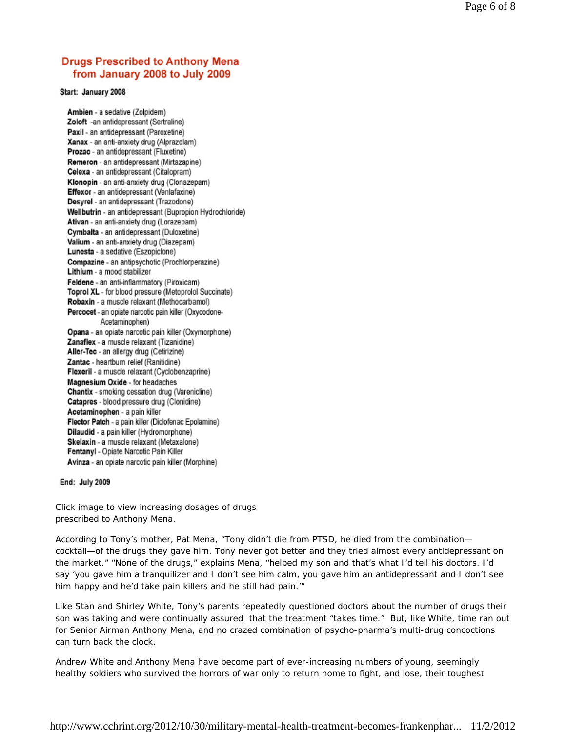## Drugs Prescribed to Anthony Mena from January 2008 to July 2009

**Start: January 2008**

**Ambien** - a sedative (Zolpidem)
**Zoloft** -an antidepressant (Sertraline)
**Paxil** - an antidepressant (Paroxetine)
**Xanax** - an anti-anxiety drug (Alprazolam)
**Prozac** - an antidepressant (Fluxetine)
**Remeron** - an antidepressant (Mirtazapine)
**Celexa** - an antidepressant (Citalopram)
**Klonopin** - an anti-anxiety drug (Clonazepam)
**Effexor** - an antidepressant (Venlafaxine)
**Desyrel** - an antidepressant (Trazodone)
**Wellbutrin** - an antidepressant (Bupropion Hydrochloride)
**Ativan** - an anti-anxiety drug (Lorazepam)
**Cymbalta** - an antidepressant (Duloxetine)
**Valium** - an anti-anxiety drug (Diazepam)
**Lunesta** - a sedative (Eszopiclone)
**Compazine** - an antipsychotic (Prochlorperazine)
**Lithium** - a mood stabilizer
**Feldene** - an anti-inflammatory (Piroxicam)
**Toprol XL** - for blood pressure (Metoprolol Succinate)
**Robaxin** - a muscle relaxant (Methocarbamol)
**Percocet** - an opiate narcotic pain killer (Oxycodone-Acetaminophen)
**Opana** - an opiate narcotic pain killer (Oxymorphone)
**Zanaflex** - a muscle relaxant (Tizanidine)
**Aller-Tec** - an allergy drug (Cetirizine)
**Zantac** - heartburn relief (Ranitidine)
**Flexeril** - a muscle relaxant (Cyclobenzaprine)
**Magnesium Oxide** - for headaches
**Chantix** - smoking cessation drug (Varenicline)
**Catapres** - blood pressure drug (Clonidine)
**Acetaminophen** - a pain killer
**Flector Patch** - a pain killer (Diclofenac Epolamine)
**Dilaudid** - a pain killer (Hydromorphone)
**Skelaxin** - a muscle relaxant (Metaxalone)
**Fentanyl** - Opiate Narcotic Pain Killer
**Avinza** - an opiate narcotic pain killer (Morphine)

**End: July 2009**

Click image to view increasing dosages of drugs prescribed to Anthony Mena.

According to Tony's mother, Pat Mena, "Tony didn't die from PTSD, he died from the combination—cocktail—of the drugs they gave him. Tony never got better and they tried almost every antidepressant on the market." "None of the drugs," explains Mena, "helped my son and that's what I'd tell his doctors. I'd say 'you gave him a tranquilizer and I don't see him calm, you gave him an antidepressant and I don't see him happy and he'd take pain killers and he still had pain.'"

Like Stan and Shirley White, Tony's parents repeatedly questioned doctors about the number of drugs their son was taking and were continually assured that the treatment "takes time." But, like White, time ran out for Senior Airman Anthony Mena, and no crazed combination of psycho-pharma's multi-drug concoctions can turn back the clock.

Andrew White and Anthony Mena have become part of ever-increasing numbers of young, seemingly healthy soldiers who survived the horrors of war only to return home to fight, and lose, their toughest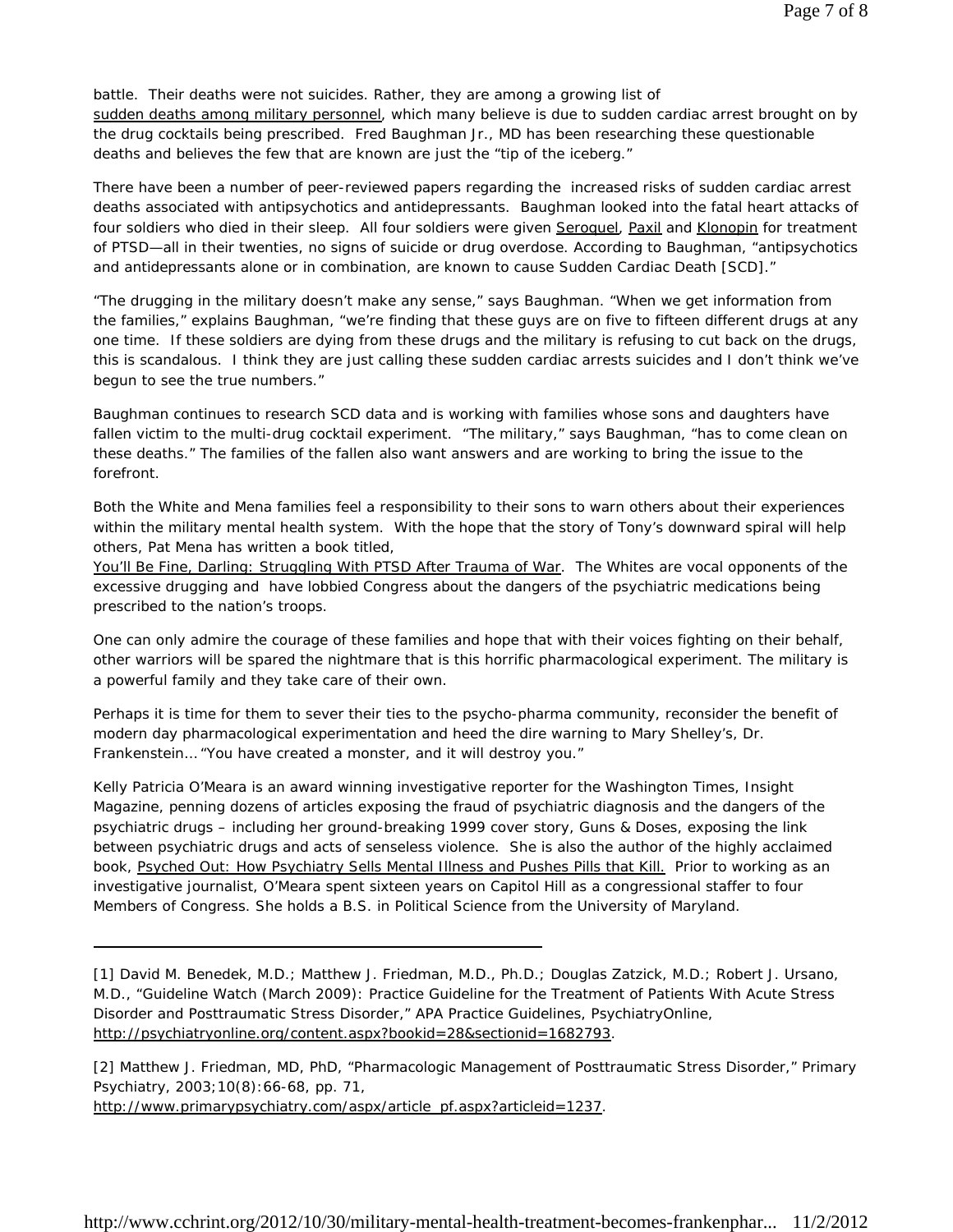battle. Their deaths were not suicides. Rather, they are among a growing list of sudden deaths among military personnel, which many believe is due to sudden cardiac arrest brought on by the drug cocktails being prescribed. Fred Baughman Jr., MD has been researching these questionable deaths and believes the few that are known are just the "tip of the iceberg."

There have been a number of peer-reviewed papers regarding the increased risks of sudden cardiac arrest deaths associated with antipsychotics and antidepressants. Baughman looked into the fatal heart attacks of four soldiers who died in their sleep. All four soldiers were given Seroquel, Paxil and Klonopin for treatment of PTSD—all in their twenties, no signs of suicide or drug overdose. According to Baughman, "antipsychotics and antidepressants alone or in combination, are known to cause Sudden Cardiac Death [SCD]."

"The drugging in the military doesn't make any sense," says Baughman. "When we get information from the families," explains Baughman, "we're finding that these guys are on five to fifteen different drugs at any one time. If these soldiers are dying from these drugs and the military is refusing to cut back on the drugs, this is scandalous. I think they are just calling these sudden cardiac arrests suicides and I don't think we've begun to see the true numbers."

Baughman continues to research SCD data and is working with families whose sons and daughters have fallen victim to the multi-drug cocktail experiment. "The military," says Baughman, "has to come clean on these deaths." The families of the fallen also want answers and are working to bring the issue to the forefront.

Both the White and Mena families feel a responsibility to their sons to warn others about their experiences within the military mental health system. With the hope that the story of Tony's downward spiral will help others, Pat Mena has written a book titled, You'll Be Fine, Darling: Struggling With PTSD After Trauma of War. The Whites are vocal opponents of the excessive drugging and have lobbied Congress about the dangers of the psychiatric medications being prescribed to the nation's troops.

One can only admire the courage of these families and hope that with their voices fighting on their behalf, other warriors will be spared the nightmare that is this horrific pharmacological experiment. The military is a powerful family and they take care of their own.

Perhaps it is time for them to sever their ties to the psycho-pharma community, reconsider the benefit of modern day pharmacological experimentation and heed the dire warning to Mary Shelley's, Dr. Frankenstein… "You have created a monster, and it will destroy you."

*Kelly Patricia O'Meara is an award winning investigative reporter for the Washington Times, Insight Magazine, penning dozens of articles exposing the fraud of psychiatric diagnosis and the dangers of the psychiatric drugs – including her ground-breaking 1999 cover story, Guns & Doses, exposing the link between psychiatric drugs and acts of senseless violence. She is also the author of the highly acclaimed book, Psyched Out: How Psychiatry Sells Mental Illness and Pushes Pills that Kill. Prior to working as an investigative journalist, O'Meara spent sixteen years on Capitol Hill as a congressional staffer to four Members of Congress. She holds a B.S. in Political Science from the University of Maryland.*

---

[1] David M. Benedek, M.D.; Matthew J. Friedman, M.D., Ph.D.; Douglas Zatzick, M.D.; Robert J. Ursano, M.D., "Guideline Watch (March 2009): Practice Guideline for the Treatment of Patients With Acute Stress Disorder and Posttraumatic Stress Disorder," APA Practice Guidelines, PsychiatryOnline, http://psychiatryonline.org/content.aspx?bookid=28&sectionid=1682793.

[2] Matthew J. Friedman, MD, PhD, "Pharmacologic Management of Posttraumatic Stress Disorder," Primary Psychiatry, 2003;10(8):66-68, pp. 71, http://www.primarypsychiatry.com/aspx/article_pf.aspx?articleid=1237.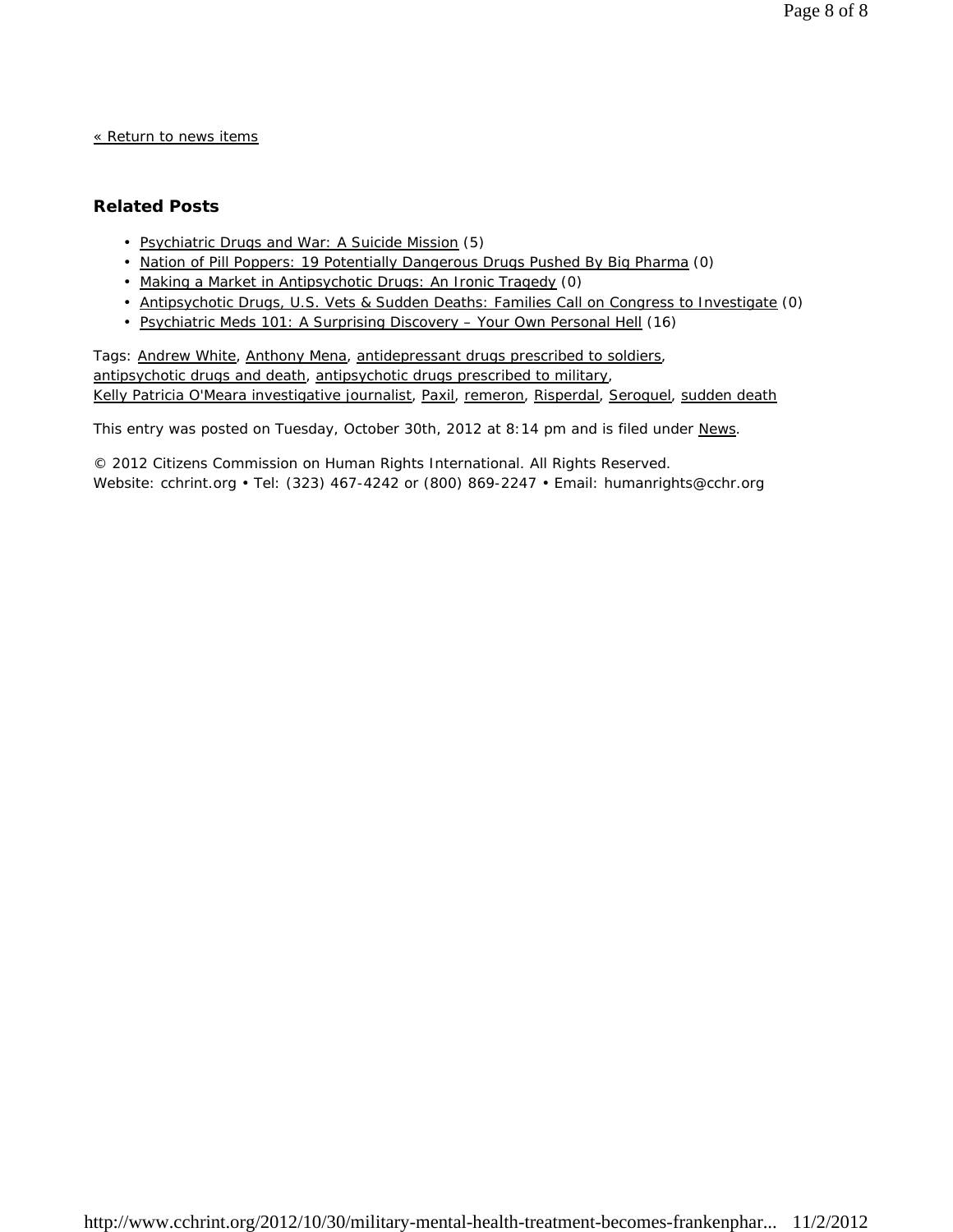« Return to news items

## Related Posts

- Psychiatric Drugs and War: A Suicide Mission (5)
- Nation of Pill Poppers: 19 Potentially Dangerous Drugs Pushed By Big Pharma (0)
- Making a Market in Antipsychotic Drugs: An Ironic Tragedy (0)
- Antipsychotic Drugs, U.S. Vets & Sudden Deaths: Families Call on Congress to Investigate (0)
- Psychiatric Meds 101: A Surprising Discovery – Your Own Personal Hell (16)

Tags: Andrew White, Anthony Mena, antidepressant drugs prescribed to soldiers, antipsychotic drugs and death, antipsychotic drugs prescribed to military, Kelly Patricia O'Meara investigative journalist, Paxil, remeron, Risperdal, Seroquel, sudden death

This entry was posted on Tuesday, October 30th, 2012 at 8:14 pm and is filed under News.

© 2012 Citizens Commission on Human Rights International. All Rights Reserved.
Website: cchrint.org • Tel: (323) 467-4242 or (800) 869-2247 • Email: humanrights@cchr.org